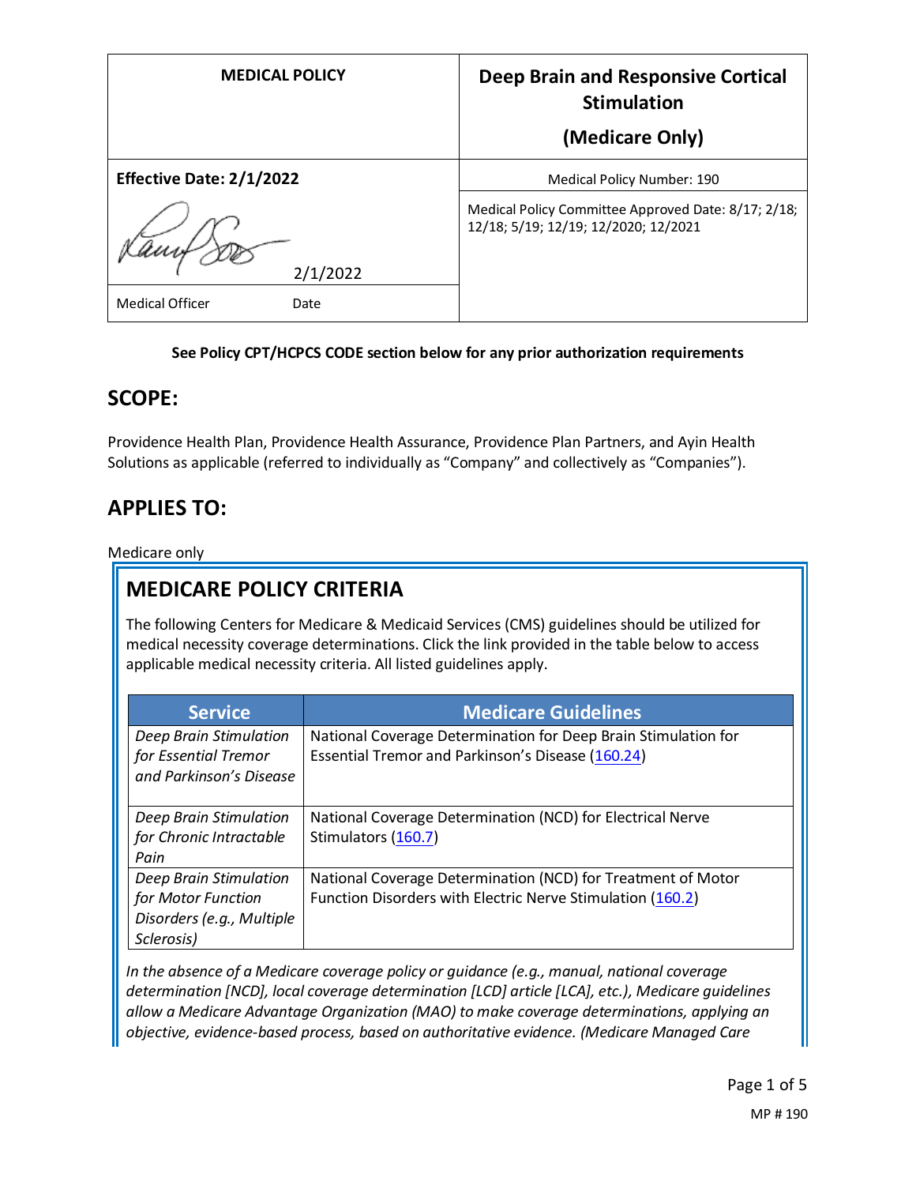| MEDICAL POLICY | Deep Brain and Responsive Cortical Stimulation (Medicare Only) |
| --- | --- |
| **Effective Date: 2/1/2022** | Medical Policy Number: 190 |
| 2/1/2022 | Medical Policy Committee Approved Date: 8/17; 2/18; 12/18; 5/19; 12/19; 12/2020; 12/2021 |
| Medical Officer Date | |

**See Policy CPT/HCPCS CODE section below for any prior authorization requirements**

## SCOPE:

Providence Health Plan, Providence Health Assurance, Providence Plan Partners, and Ayin Health Solutions as applicable (referred to individually as "Company" and collectively as "Companies").

## APPLIES TO:

Medicare only

## MEDICARE POLICY CRITERIA

The following Centers for Medicare & Medicaid Services (CMS) guidelines should be utilized for medical necessity coverage determinations. Click the link provided in the table below to access applicable medical necessity criteria. All listed guidelines apply.

| Service | Medicare Guidelines |
| --- | --- |
| *Deep Brain Stimulation for Essential Tremor and Parkinson's Disease* | National Coverage Determination for Deep Brain Stimulation for Essential Tremor and Parkinson's Disease (160.24) |
| *Deep Brain Stimulation for Chronic Intractable Pain* | National Coverage Determination (NCD) for Electrical Nerve Stimulators (160.7) |
| *Deep Brain Stimulation for Motor Function Disorders (e.g., Multiple Sclerosis)* | National Coverage Determination (NCD) for Treatment of Motor Function Disorders with Electric Nerve Stimulation (160.2) |

*In the absence of a Medicare coverage policy or guidance (e.g., manual, national coverage determination [NCD], local coverage determination [LCD] article [LCA], etc.), Medicare guidelines allow a Medicare Advantage Organization (MAO) to make coverage determinations, applying an objective, evidence-based process, based on authoritative evidence. (Medicare Managed Care*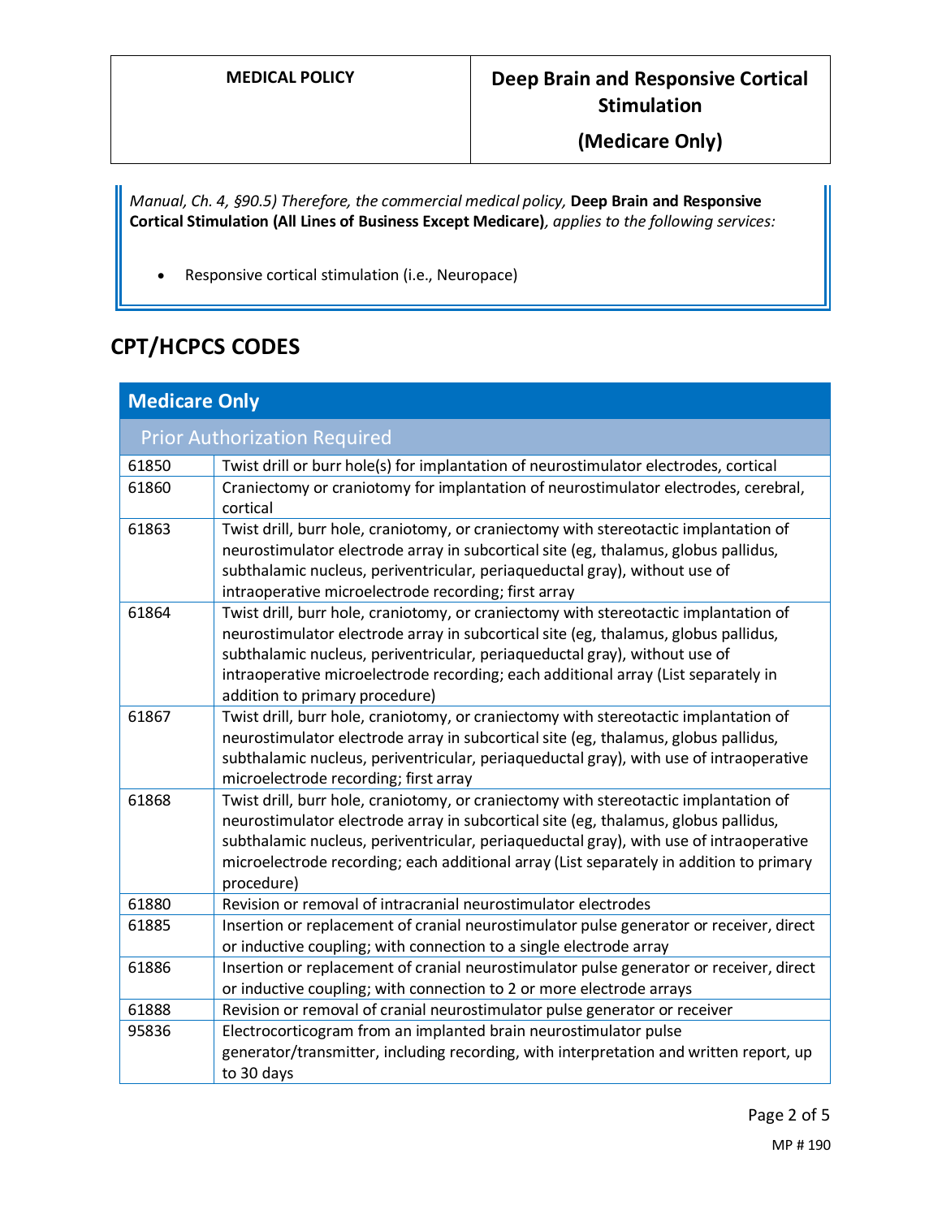*Manual, Ch. 4, §90.5) Therefore, the commercial medical policy,* **Deep Brain and Responsive Cortical Stimulation (All Lines of Business Except Medicare)***, applies to the following services:*

- Responsive cortical stimulation (i.e., Neuropace)

## CPT/HCPCS CODES

| Medicare Only | |
|---|---|
| Prior Authorization Required | |
| 61850 | Twist drill or burr hole(s) for implantation of neurostimulator electrodes, cortical |
| 61860 | Craniectomy or craniotomy for implantation of neurostimulator electrodes, cerebral, cortical |
| 61863 | Twist drill, burr hole, craniotomy, or craniectomy with stereotactic implantation of neurostimulator electrode array in subcortical site (eg, thalamus, globus pallidus, subthalamic nucleus, periventricular, periaqueductal gray), without use of intraoperative microelectrode recording; first array |
| 61864 | Twist drill, burr hole, craniotomy, or craniectomy with stereotactic implantation of neurostimulator electrode array in subcortical site (eg, thalamus, globus pallidus, subthalamic nucleus, periventricular, periaqueductal gray), without use of intraoperative microelectrode recording; each additional array (List separately in addition to primary procedure) |
| 61867 | Twist drill, burr hole, craniotomy, or craniectomy with stereotactic implantation of neurostimulator electrode array in subcortical site (eg, thalamus, globus pallidus, subthalamic nucleus, periventricular, periaqueductal gray), with use of intraoperative microelectrode recording; first array |
| 61868 | Twist drill, burr hole, craniotomy, or craniectomy with stereotactic implantation of neurostimulator electrode array in subcortical site (eg, thalamus, globus pallidus, subthalamic nucleus, periventricular, periaqueductal gray), with use of intraoperative microelectrode recording; each additional array (List separately in addition to primary procedure) |
| 61880 | Revision or removal of intracranial neurostimulator electrodes |
| 61885 | Insertion or replacement of cranial neurostimulator pulse generator or receiver, direct or inductive coupling; with connection to a single electrode array |
| 61886 | Insertion or replacement of cranial neurostimulator pulse generator or receiver, direct or inductive coupling; with connection to 2 or more electrode arrays |
| 61888 | Revision or removal of cranial neurostimulator pulse generator or receiver |
| 95836 | Electrocorticogram from an implanted brain neurostimulator pulse generator/transmitter, including recording, with interpretation and written report, up to 30 days |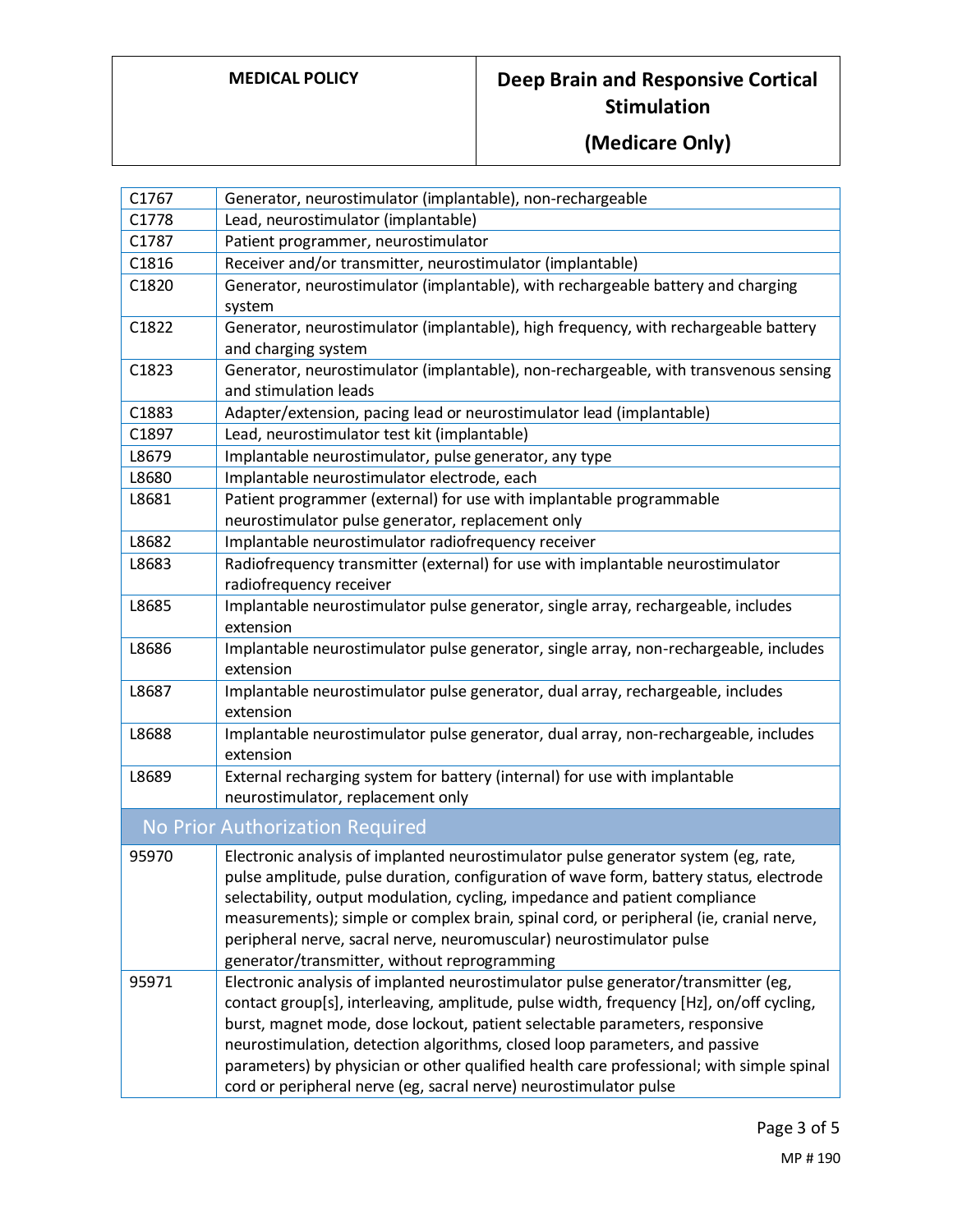| | |
|---|---|
| C1767 | Generator, neurostimulator (implantable), non-rechargeable |
| C1778 | Lead, neurostimulator (implantable) |
| C1787 | Patient programmer, neurostimulator |
| C1816 | Receiver and/or transmitter, neurostimulator (implantable) |
| C1820 | Generator, neurostimulator (implantable), with rechargeable battery and charging system |
| C1822 | Generator, neurostimulator (implantable), high frequency, with rechargeable battery and charging system |
| C1823 | Generator, neurostimulator (implantable), non-rechargeable, with transvenous sensing and stimulation leads |
| C1883 | Adapter/extension, pacing lead or neurostimulator lead (implantable) |
| C1897 | Lead, neurostimulator test kit (implantable) |
| L8679 | Implantable neurostimulator, pulse generator, any type |
| L8680 | Implantable neurostimulator electrode, each |
| L8681 | Patient programmer (external) for use with implantable programmable neurostimulator pulse generator, replacement only |
| L8682 | Implantable neurostimulator radiofrequency receiver |
| L8683 | Radiofrequency transmitter (external) for use with implantable neurostimulator radiofrequency receiver |
| L8685 | Implantable neurostimulator pulse generator, single array, rechargeable, includes extension |
| L8686 | Implantable neurostimulator pulse generator, single array, non-rechargeable, includes extension |
| L8687 | Implantable neurostimulator pulse generator, dual array, rechargeable, includes extension |
| L8688 | Implantable neurostimulator pulse generator, dual array, non-rechargeable, includes extension |
| L8689 | External recharging system for battery (internal) for use with implantable neurostimulator, replacement only |
| **No Prior Authorization Required** | |
| 95970 | Electronic analysis of implanted neurostimulator pulse generator system (eg, rate, pulse amplitude, pulse duration, configuration of wave form, battery status, electrode selectability, output modulation, cycling, impedance and patient compliance measurements); simple or complex brain, spinal cord, or peripheral (ie, cranial nerve, peripheral nerve, sacral nerve, neuromuscular) neurostimulator pulse generator/transmitter, without reprogramming |
| 95971 | Electronic analysis of implanted neurostimulator pulse generator/transmitter (eg, contact group[s], interleaving, amplitude, pulse width, frequency [Hz], on/off cycling, burst, magnet mode, dose lockout, patient selectable parameters, responsive neurostimulation, detection algorithms, closed loop parameters, and passive parameters) by physician or other qualified health care professional; with simple spinal cord or peripheral nerve (eg, sacral nerve) neurostimulator pulse |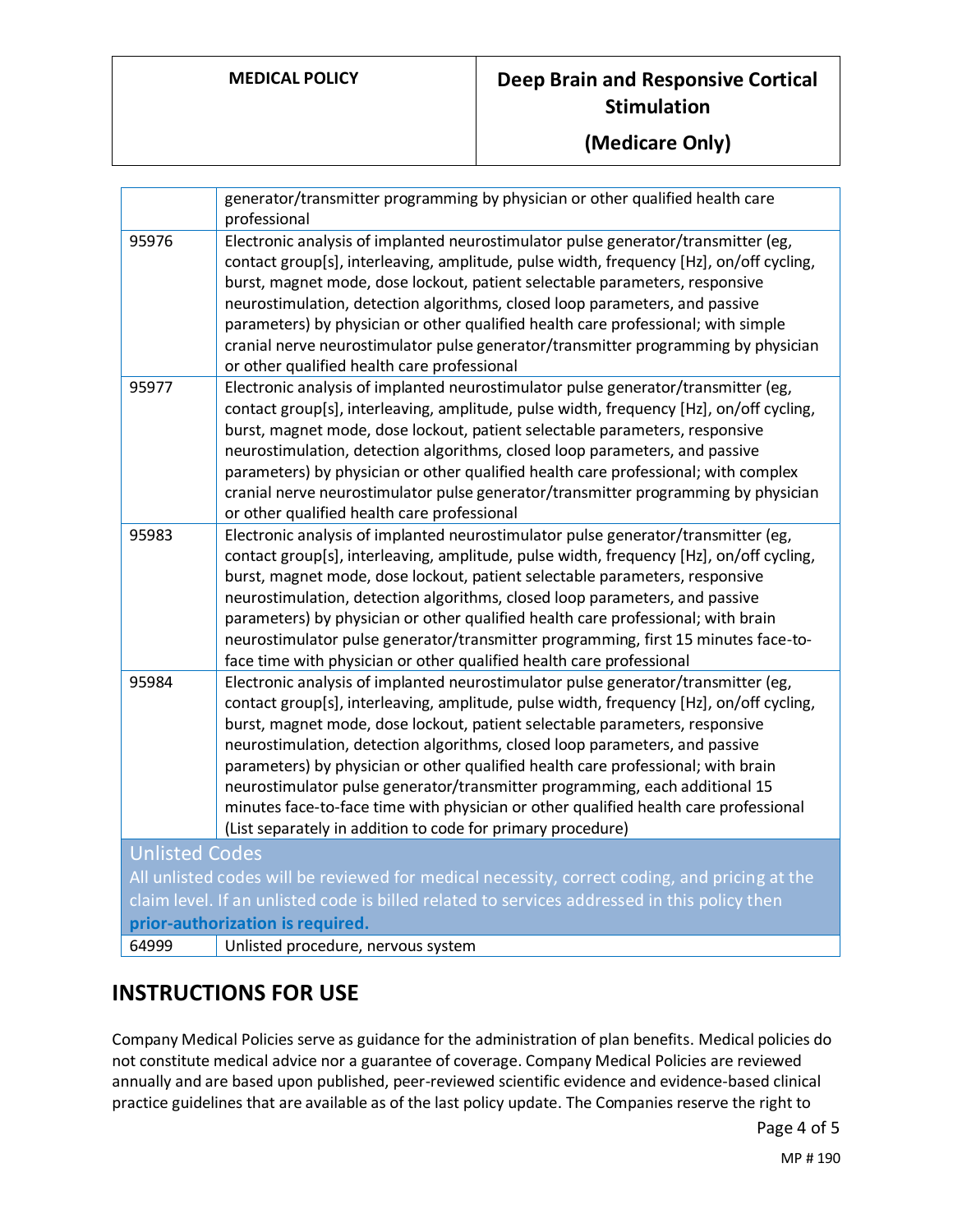| | |
|---|---|
| | generator/transmitter programming by physician or other qualified health care professional |
| 95976 | Electronic analysis of implanted neurostimulator pulse generator/transmitter (eg, contact group[s], interleaving, amplitude, pulse width, frequency [Hz], on/off cycling, burst, magnet mode, dose lockout, patient selectable parameters, responsive neurostimulation, detection algorithms, closed loop parameters, and passive parameters) by physician or other qualified health care professional; with simple cranial nerve neurostimulator pulse generator/transmitter programming by physician or other qualified health care professional |
| 95977 | Electronic analysis of implanted neurostimulator pulse generator/transmitter (eg, contact group[s], interleaving, amplitude, pulse width, frequency [Hz], on/off cycling, burst, magnet mode, dose lockout, patient selectable parameters, responsive neurostimulation, detection algorithms, closed loop parameters, and passive parameters) by physician or other qualified health care professional; with complex cranial nerve neurostimulator pulse generator/transmitter programming by physician or other qualified health care professional |
| 95983 | Electronic analysis of implanted neurostimulator pulse generator/transmitter (eg, contact group[s], interleaving, amplitude, pulse width, frequency [Hz], on/off cycling, burst, magnet mode, dose lockout, patient selectable parameters, responsive neurostimulation, detection algorithms, closed loop parameters, and passive parameters) by physician or other qualified health care professional; with brain neurostimulator pulse generator/transmitter programming, first 15 minutes face-to-face time with physician or other qualified health care professional |
| 95984 | Electronic analysis of implanted neurostimulator pulse generator/transmitter (eg, contact group[s], interleaving, amplitude, pulse width, frequency [Hz], on/off cycling, burst, magnet mode, dose lockout, patient selectable parameters, responsive neurostimulation, detection algorithms, closed loop parameters, and passive parameters) by physician or other qualified health care professional; with brain neurostimulator pulse generator/transmitter programming, each additional 15 minutes face-to-face time with physician or other qualified health care professional (List separately in addition to code for primary procedure) |
| **Unlisted Codes** All unlisted codes will be reviewed for medical necessity, correct coding, and pricing at the claim level. If an unlisted code is billed related to services addressed in this policy then **prior-authorization is required.** | |
| 64999 | Unlisted procedure, nervous system |

## INSTRUCTIONS FOR USE

Company Medical Policies serve as guidance for the administration of plan benefits. Medical policies do not constitute medical advice nor a guarantee of coverage. Company Medical Policies are reviewed annually and are based upon published, peer-reviewed scientific evidence and evidence-based clinical practice guidelines that are available as of the last policy update. The Companies reserve the right to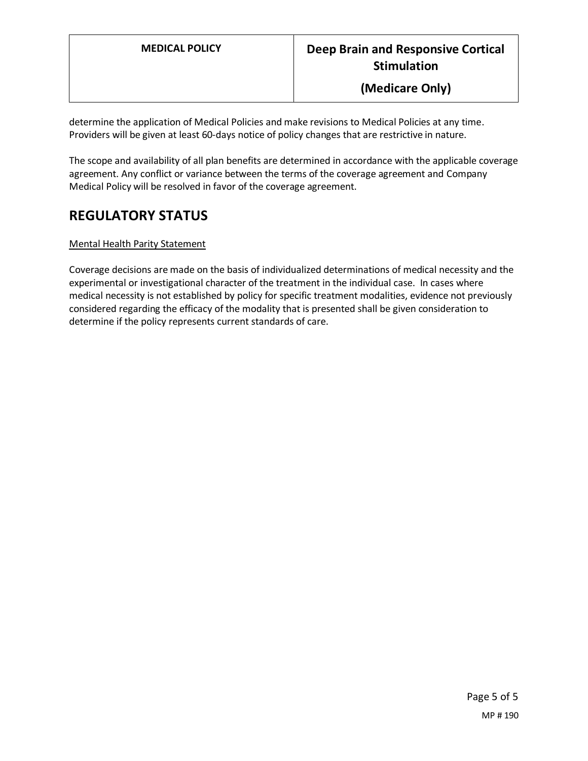determine the application of Medical Policies and make revisions to Medical Policies at any time. Providers will be given at least 60-days notice of policy changes that are restrictive in nature.

The scope and availability of all plan benefits are determined in accordance with the applicable coverage agreement. Any conflict or variance between the terms of the coverage agreement and Company Medical Policy will be resolved in favor of the coverage agreement.

# REGULATORY STATUS

Mental Health Parity Statement

Coverage decisions are made on the basis of individualized determinations of medical necessity and the experimental or investigational character of the treatment in the individual case. In cases where medical necessity is not established by policy for specific treatment modalities, evidence not previously considered regarding the efficacy of the modality that is presented shall be given consideration to determine if the policy represents current standards of care.